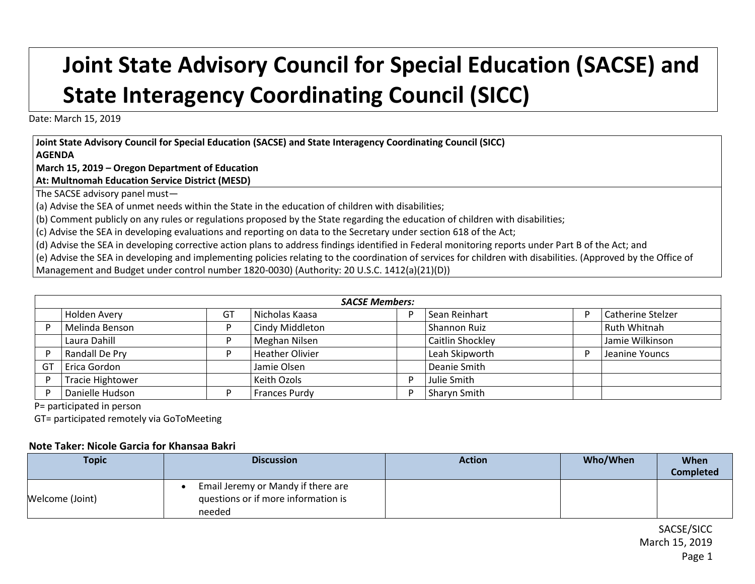# Joint State Advisory Council for Special Education (SACSE) and State Interagency Coordinating Council (SICC)

Date: March 15, 2019

**Joint State Advisory Council for Special Education (SACSE) and State Interagency Coordinating Council (SICC)**
**AGENDA**
**March 15, 2019 – Oregon Department of Education**
**At: Multnomah Education Service District (MESD)**

The SACSE advisory panel must—

(a) Advise the SEA of unmet needs within the State in the education of children with disabilities;

(b) Comment publicly on any rules or regulations proposed by the State regarding the education of children with disabilities;

(c) Advise the SEA in developing evaluations and reporting on data to the Secretary under section 618 of the Act;

(d) Advise the SEA in developing corrective action plans to address findings identified in Federal monitoring reports under Part B of the Act; and

(e) Advise the SEA in developing and implementing policies relating to the coordination of services for children with disabilities. (Approved by the Office of Management and Budget under control number 1820-0030) (Authority: 20 U.S.C. 1412(a)(21)(D))

| *SACSE Members:* | | | | | | | |
|---|---|---|---|---|---|---|---|
| | Holden Avery | GT | Nicholas Kaasa | P | Sean Reinhart | P | Catherine Stelzer |
| P | Melinda Benson | P | Cindy Middleton | | Shannon Ruiz | | Ruth Whitnah |
| | Laura Dahill | P | Meghan Nilsen | | Caitlin Shockley | | Jamie Wilkinson |
| P | Randall De Pry | P | Heather Olivier | | Leah Skipworth | P | Jeanine Youncs |
| GT | Erica Gordon | | Jamie Olsen | | Deanie Smith | | |
| P | Tracie Hightower | | Keith Ozols | P | Julie Smith | | |
| P | Danielle Hudson | P | Frances Purdy | P | Sharyn Smith | | |

P= participated in person

GT= participated remotely via GoToMeeting

**Note Taker: Nicole Garcia for Khansaa Bakri**

| Topic | Discussion | Action | Who/When | When Completed |
|---|---|---|---|---|
| Welcome (Joint) | • Email Jeremy or Mandy if there are questions or if more information is needed | | | |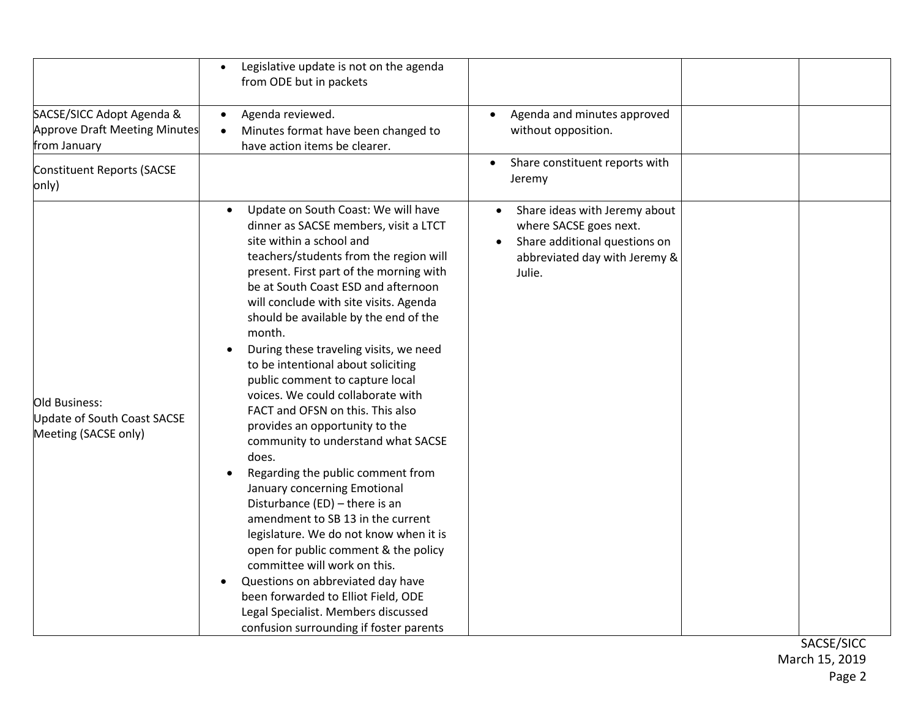| | | | | |
|---|---|---|---|---|
| | • Legislative update is not on the agenda from ODE but in packets | | | |
| SACSE/SICC Adopt Agenda & Approve Draft Meeting Minutes from January | • Agenda reviewed.<br>• Minutes format have been changed to have action items be clearer. | • Agenda and minutes approved without opposition. | | |
| Constituent Reports (SACSE only) | | • Share constituent reports with Jeremy | | |
| Old Business:<br>Update of South Coast SACSE Meeting (SACSE only) | • Update on South Coast: We will have dinner as SACSE members, visit a LTCT site within a school and teachers/students from the region will present. First part of the morning with be at South Coast ESD and afternoon will conclude with site visits. Agenda should be available by the end of the month.<br>• During these traveling visits, we need to be intentional about soliciting public comment to capture local voices. We could collaborate with FACT and OFSN on this. This also provides an opportunity to the community to understand what SACSE does.<br>• Regarding the public comment from January concerning Emotional Disturbance (ED) – there is an amendment to SB 13 in the current legislature. We do not know when it is open for public comment & the policy committee will work on this.<br>• Questions on abbreviated day have been forwarded to Elliot Field, ODE Legal Specialist. Members discussed confusion surrounding if foster parents | • Share ideas with Jeremy about where SACSE goes next.<br>• Share additional questions on abbreviated day with Jeremy & Julie. | | |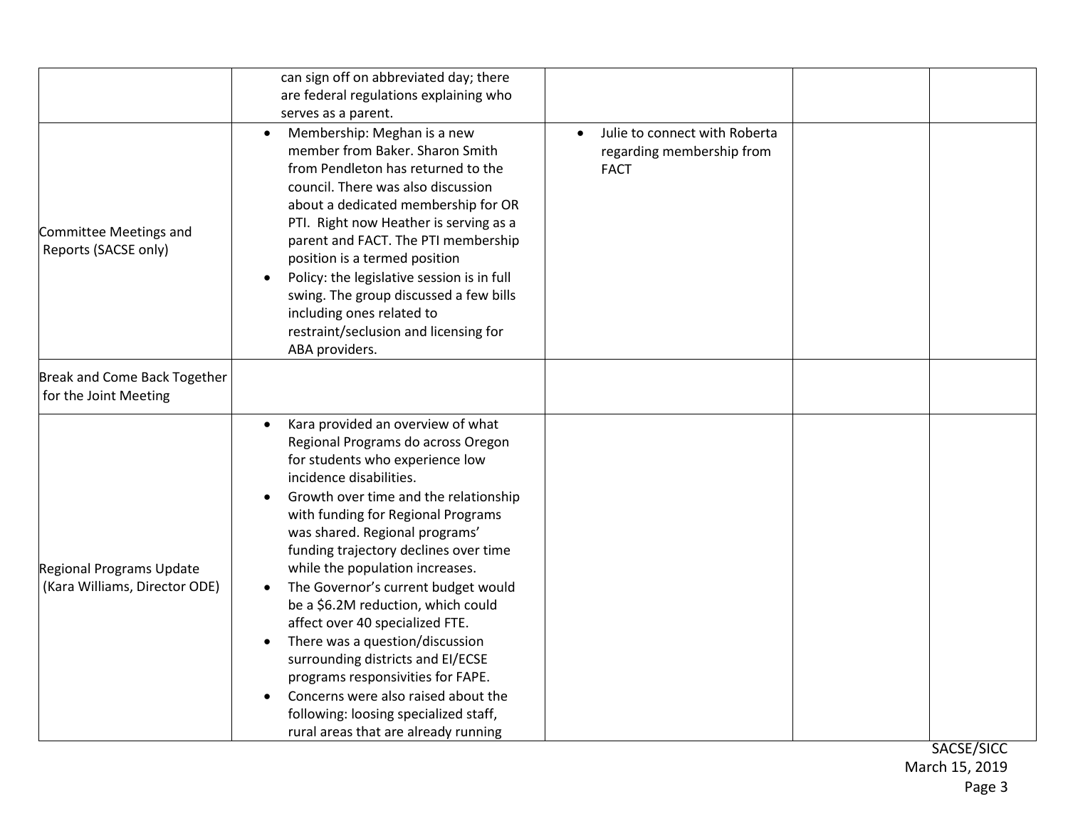| | | | | |
|---|---|---|---|---|
| | can sign off on abbreviated day; there are federal regulations explaining who serves as a parent. | | | |
| Committee Meetings and Reports (SACSE only) | • Membership: Meghan is a new member from Baker. Sharon Smith from Pendleton has returned to the council. There was also discussion about a dedicated membership for OR PTI. Right now Heather is serving as a parent and FACT. The PTI membership position is a termed position<br>• Policy: the legislative session is in full swing. The group discussed a few bills including ones related to restraint/seclusion and licensing for ABA providers. | • Julie to connect with Roberta regarding membership from FACT | | |
| Break and Come Back Together for the Joint Meeting | | | | |
| Regional Programs Update (Kara Williams, Director ODE) | • Kara provided an overview of what Regional Programs do across Oregon for students who experience low incidence disabilities.<br>• Growth over time and the relationship with funding for Regional Programs was shared. Regional programs' funding trajectory declines over time while the population increases.<br>• The Governor's current budget would be a $6.2M reduction, which could affect over 40 specialized FTE.<br>• There was a question/discussion surrounding districts and EI/ECSE programs responsivities for FAPE.<br>• Concerns were also raised about the following: loosing specialized staff, rural areas that are already running | | | |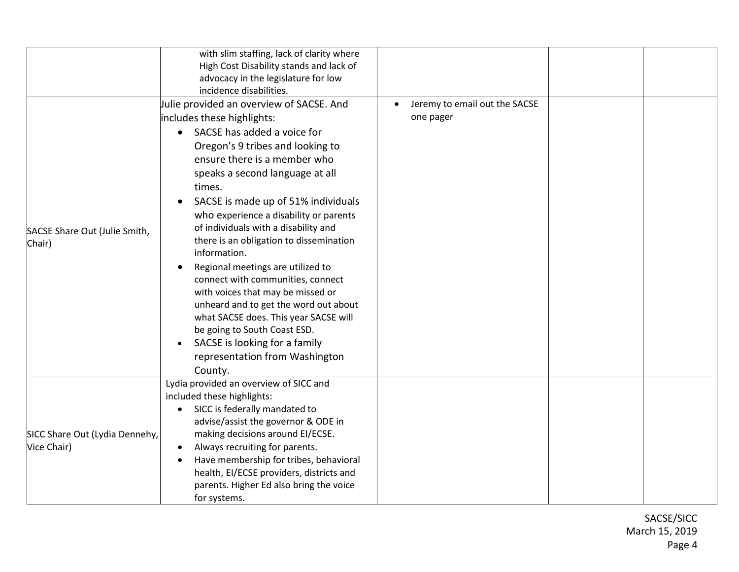| | | | | |
|---|---|---|---|---|
| | with slim staffing, lack of clarity where High Cost Disability stands and lack of advocacy in the legislature for low incidence disabilities. | | | |
| SACSE Share Out (Julie Smith, Chair) | Julie provided an overview of SACSE. And includes these highlights:<br>• SACSE has added a voice for Oregon's 9 tribes and looking to ensure there is a member who speaks a second language at all times.<br>• SACSE is made up of 51% individuals who experience a disability or parents of individuals with a disability and there is an obligation to dissemination information.<br>• Regional meetings are utilized to connect with communities, connect with voices that may be missed or unheard and to get the word out about what SACSE does. This year SACSE will be going to South Coast ESD.<br>• SACSE is looking for a family representation from Washington County. | • Jeremy to email out the SACSE one pager | | |
| SICC Share Out (Lydia Dennehy, Vice Chair) | Lydia provided an overview of SICC and included these highlights:<br>• SICC is federally mandated to advise/assist the governor & ODE in making decisions around EI/ECSE.<br>• Always recruiting for parents.<br>• Have membership for tribes, behavioral health, EI/ECSE providers, districts and parents. Higher Ed also bring the voice for systems. | | | |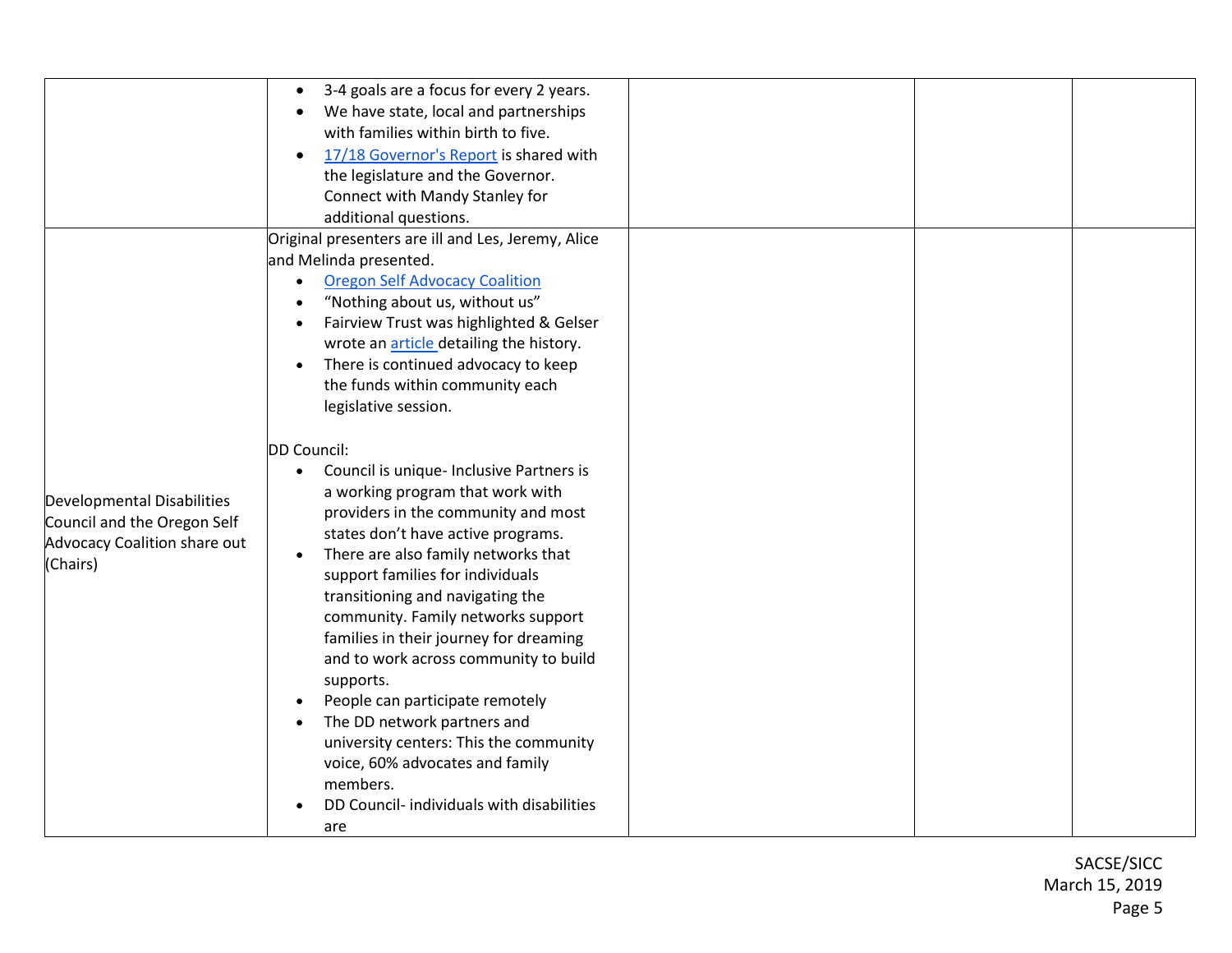| | | | | |
|---|---|---|---|---|
| | • 3-4 goals are a focus for every 2 years.<br>• We have state, local and partnerships with families within birth to five.<br>• 17/18 Governor's Report is shared with the legislature and the Governor. Connect with Mandy Stanley for additional questions. | | | |
| Developmental Disabilities Council and the Oregon Self Advocacy Coalition share out (Chairs) | Original presenters are ill and Les, Jeremy, Alice and Melinda presented.<br>• Oregon Self Advocacy Coalition<br>• "Nothing about us, without us"<br>• Fairview Trust was highlighted & Gelser wrote an article detailing the history.<br>• There is continued advocacy to keep the funds within community each legislative session.<br><br>DD Council:<br>• Council is unique- Inclusive Partners is a working program that work with providers in the community and most states don't have active programs.<br>• There are also family networks that support families for individuals transitioning and navigating the community. Family networks support families in their journey for dreaming and to work across community to build supports.<br>• People can participate remotely<br>• The DD network partners and university centers: This the community voice, 60% advocates and family members.<br>• DD Council- individuals with disabilities are | | | |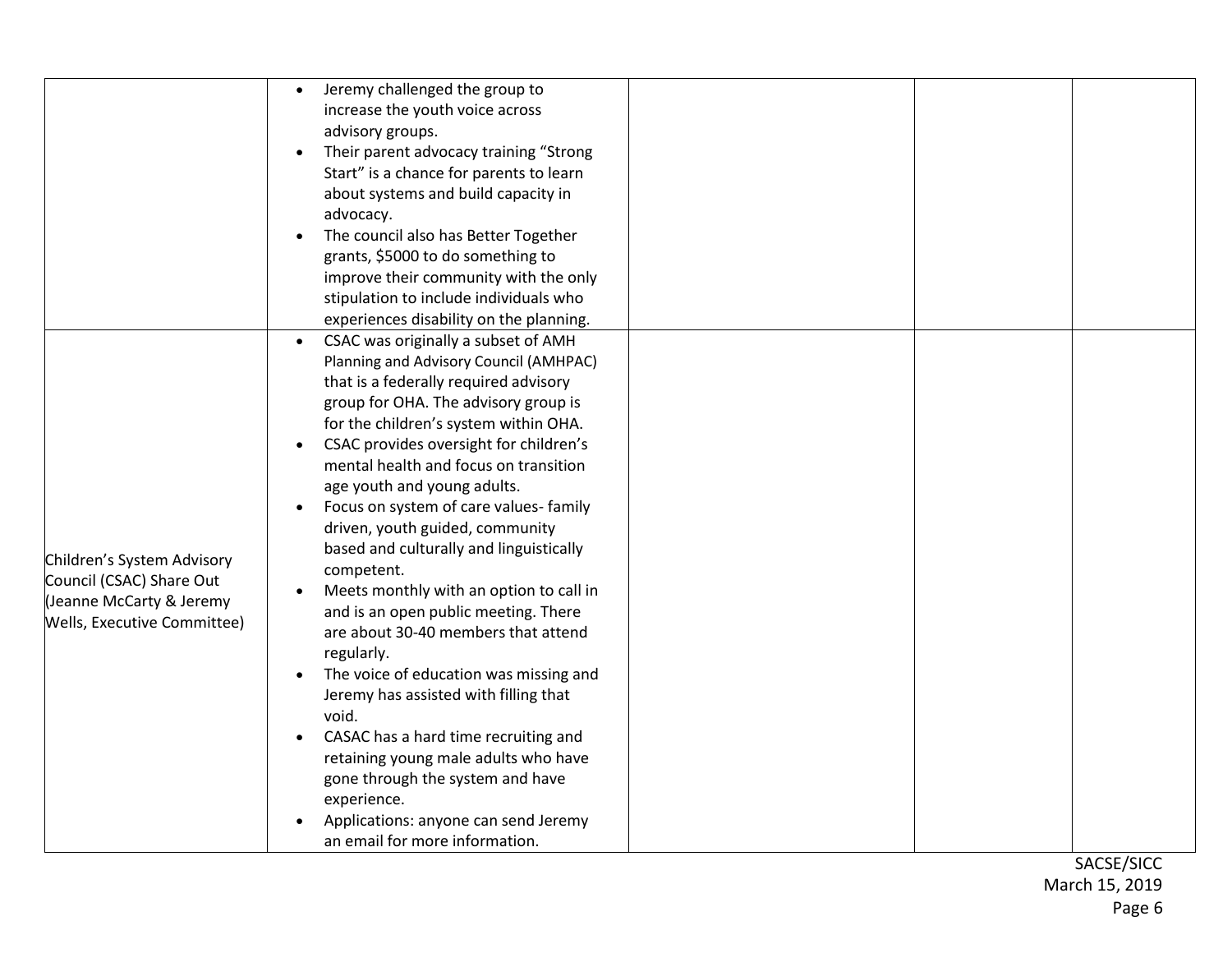| | | | | |
|---|---|---|---|---|
| | • Jeremy challenged the group to increase the youth voice across advisory groups.<br>• Their parent advocacy training "Strong Start" is a chance for parents to learn about systems and build capacity in advocacy.<br>• The council also has Better Together grants, $5000 to do something to improve their community with the only stipulation to include individuals who experiences disability on the planning. | | | |
| Children's System Advisory Council (CSAC) Share Out (Jeanne McCarty & Jeremy Wells, Executive Committee) | • CSAC was originally a subset of AMH Planning and Advisory Council (AMHPAC) that is a federally required advisory group for OHA. The advisory group is for the children's system within OHA.<br>• CSAC provides oversight for children's mental health and focus on transition age youth and young adults.<br>• Focus on system of care values- family driven, youth guided, community based and culturally and linguistically competent.<br>• Meets monthly with an option to call in and is an open public meeting. There are about 30-40 members that attend regularly.<br>• The voice of education was missing and Jeremy has assisted with filling that void.<br>• CASAC has a hard time recruiting and retaining young male adults who have gone through the system and have experience.<br>• Applications: anyone can send Jeremy an email for more information. | | | |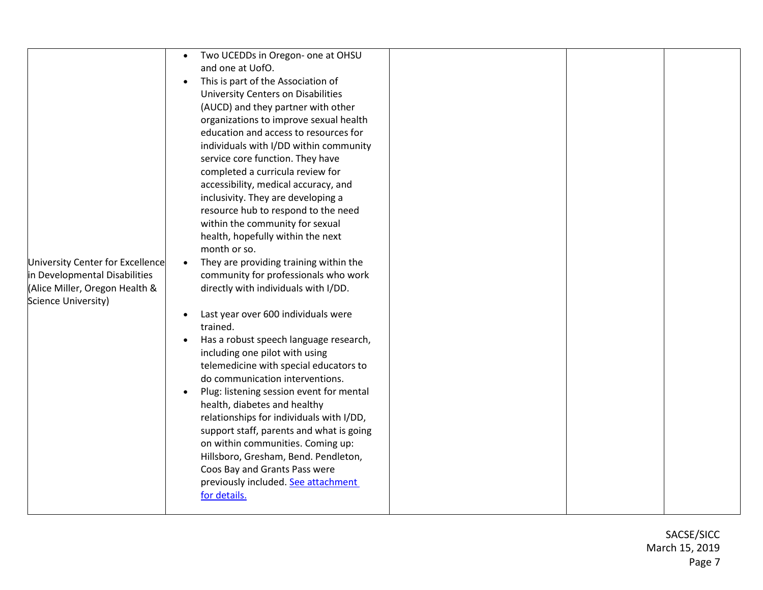| | | | | |
|---|---|---|---|---|
| University Center for Excellence in Developmental Disabilities (Alice Miller, Oregon Health & Science University) | • Two UCEDDs in Oregon- one at OHSU and one at UofO.<br>• This is part of the Association of University Centers on Disabilities (AUCD) and they partner with other organizations to improve sexual health education and access to resources for individuals with I/DD within community service core function. They have completed a curricula review for accessibility, medical accuracy, and inclusivity. They are developing a resource hub to respond to the need within the community for sexual health, hopefully within the next month or so.<br>• They are providing training within the community for professionals who work directly with individuals with I/DD.<br><br>• Last year over 600 individuals were trained.<br>• Has a robust speech language research, including one pilot with using telemedicine with special educators to do communication interventions.<br>• Plug: listening session event for mental health, diabetes and healthy relationships for individuals with I/DD, support staff, parents and what is going on within communities. Coming up: Hillsboro, Gresham, Bend. Pendleton, Coos Bay and Grants Pass were previously included. See attachment for details. | | | |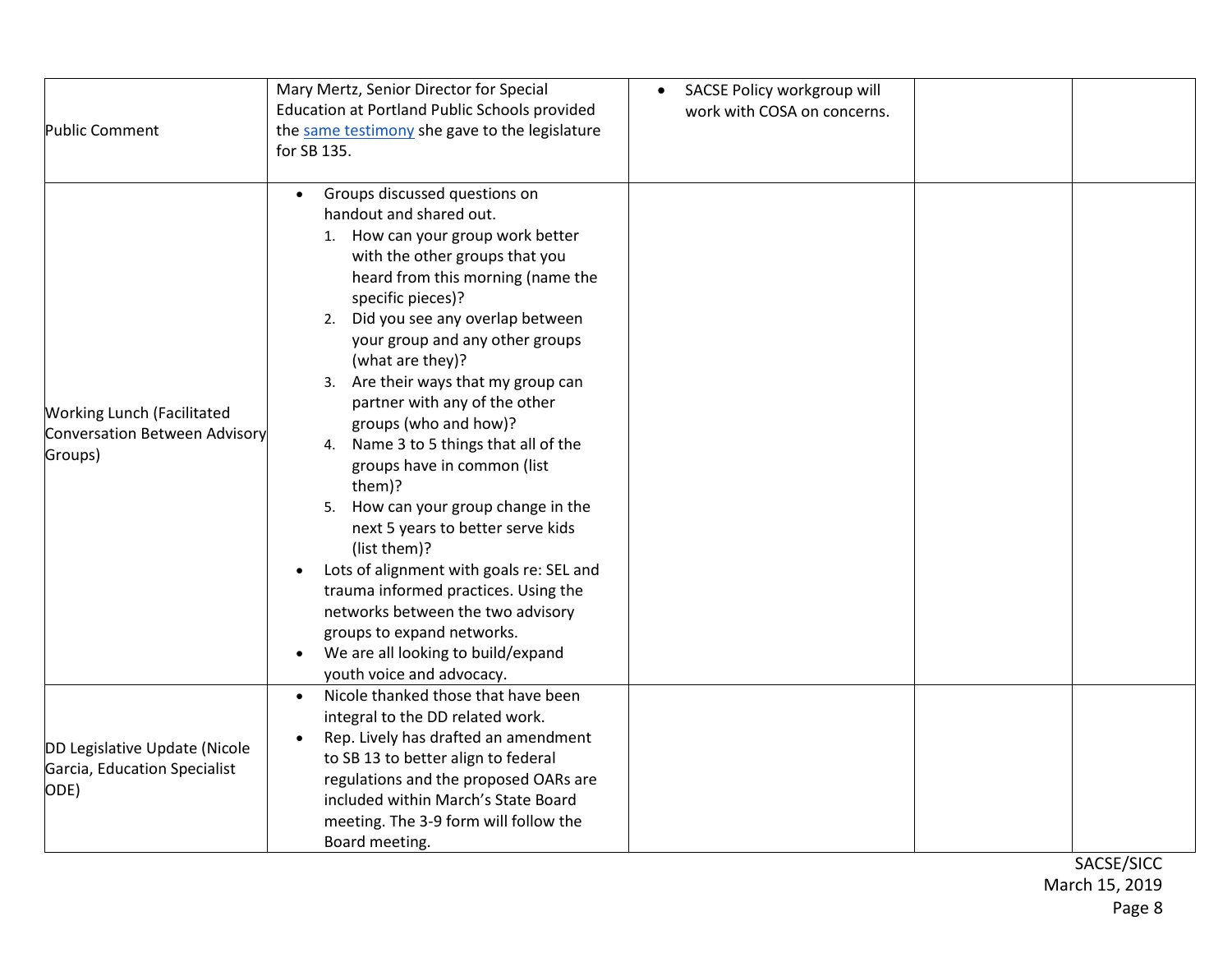| | | | | |
|---|---|---|---|---|
| Public Comment | Mary Mertz, Senior Director for Special Education at Portland Public Schools provided the [same testimony] she gave to the legislature for SB 135. | • SACSE Policy workgroup will work with COSA on concerns. | | |
| Working Lunch (Facilitated Conversation Between Advisory Groups) | • Groups discussed questions on handout and shared out.<br>1. How can your group work better with the other groups that you heard from this morning (name the specific pieces)?<br>2. Did you see any overlap between your group and any other groups (what are they)?<br>3. Are their ways that my group can partner with any of the other groups (who and how)?<br>4. Name 3 to 5 things that all of the groups have in common (list them)?<br>5. How can your group change in the next 5 years to better serve kids (list them)?<br>• Lots of alignment with goals re: SEL and trauma informed practices. Using the networks between the two advisory groups to expand networks.<br>• We are all looking to build/expand youth voice and advocacy. | | | |
| DD Legislative Update (Nicole Garcia, Education Specialist ODE) | • Nicole thanked those that have been integral to the DD related work.<br>• Rep. Lively has drafted an amendment to SB 13 to better align to federal regulations and the proposed OARs are included within March's State Board meeting. The 3-9 form will follow the Board meeting. | | | |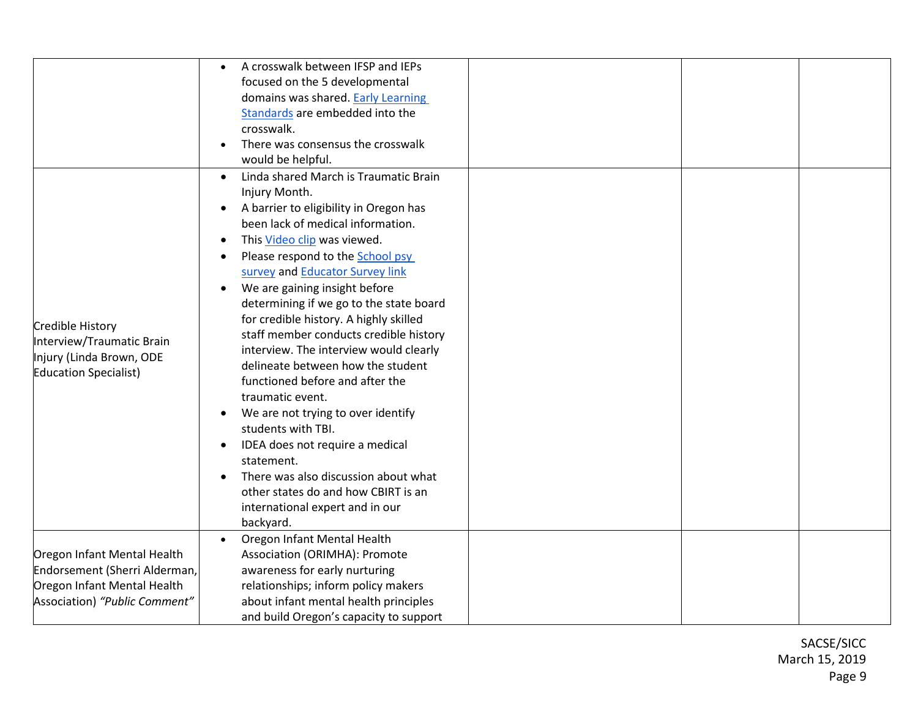| | | | | |
|---|---|---|---|---|
| | • A crosswalk between IFSP and IEPs focused on the 5 developmental domains was shared. Early Learning Standards are embedded into the crosswalk.<br>• There was consensus the crosswalk would be helpful. | | | |
| Credible History Interview/Traumatic Brain Injury (Linda Brown, ODE Education Specialist) | • Linda shared March is Traumatic Brain Injury Month.<br>• A barrier to eligibility in Oregon has been lack of medical information.<br>• This Video clip was viewed.<br>• Please respond to the School psy survey and Educator Survey link<br>• We are gaining insight before determining if we go to the state board for credible history. A highly skilled staff member conducts credible history interview. The interview would clearly delineate between how the student functioned before and after the traumatic event.<br>• We are not trying to over identify students with TBI.<br>• IDEA does not require a medical statement.<br>• There was also discussion about what other states do and how CBIRT is an international expert and in our backyard. | | | |
| Oregon Infant Mental Health Endorsement (Sherri Alderman, Oregon Infant Mental Health Association) *"Public Comment"* | • Oregon Infant Mental Health Association (ORIMHA): Promote awareness for early nurturing relationships; inform policy makers about infant mental health principles and build Oregon's capacity to support | | | |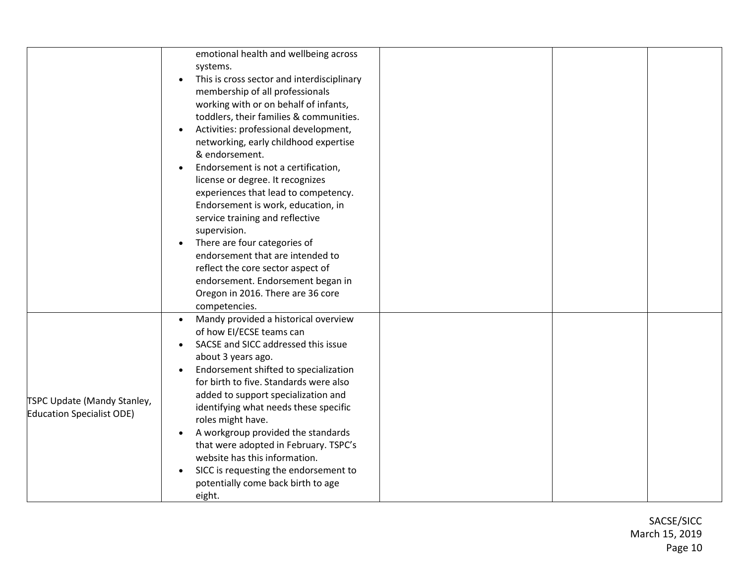| | | | | |
|---|---|---|---|---|
| | emotional health and wellbeing across systems.<br>• This is cross sector and interdisciplinary membership of all professionals working with or on behalf of infants, toddlers, their families & communities.<br>• Activities: professional development, networking, early childhood expertise & endorsement.<br>• Endorsement is not a certification, license or degree. It recognizes experiences that lead to competency. Endorsement is work, education, in service training and reflective supervision.<br>• There are four categories of endorsement that are intended to reflect the core sector aspect of endorsement. Endorsement began in Oregon in 2016. There are 36 core competencies. | | | |
| TSPC Update (Mandy Stanley, Education Specialist ODE) | • Mandy provided a historical overview of how EI/ECSE teams can<br>• SACSE and SICC addressed this issue about 3 years ago.<br>• Endorsement shifted to specialization for birth to five. Standards were also added to support specialization and identifying what needs these specific roles might have.<br>• A workgroup provided the standards that were adopted in February. TSPC's website has this information.<br>• SICC is requesting the endorsement to potentially come back birth to age eight. | | | |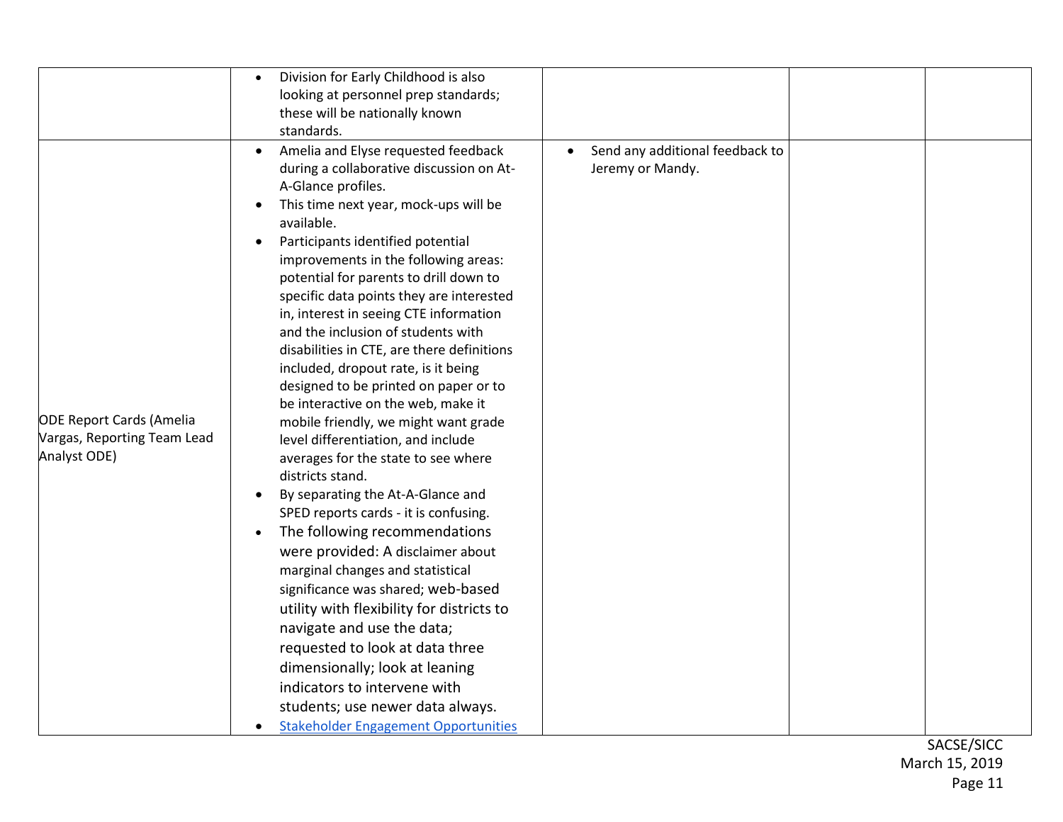| | | | | |
|---|---|---|---|---|
| | • Division for Early Childhood is also looking at personnel prep standards; these will be nationally known standards. | | | |
| ODE Report Cards (Amelia Vargas, Reporting Team Lead Analyst ODE) | • Amelia and Elyse requested feedback during a collaborative discussion on At-A-Glance profiles.<br>• This time next year, mock-ups will be available.<br>• Participants identified potential improvements in the following areas: potential for parents to drill down to specific data points they are interested in, interest in seeing CTE information and the inclusion of students with disabilities in CTE, are there definitions included, dropout rate, is it being designed to be printed on paper or to be interactive on the web, make it mobile friendly, we might want grade level differentiation, and include averages for the state to see where districts stand.<br>• By separating the At-A-Glance and SPED reports cards - it is confusing.<br>• The following recommendations were provided: A disclaimer about marginal changes and statistical significance was shared; web-based utility with flexibility for districts to navigate and use the data; requested to look at data three dimensionally; look at leaning indicators to intervene with students; use newer data always.<br>• Stakeholder Engagement Opportunities | • Send any additional feedback to Jeremy or Mandy. | | |

SACSE/SICC
March 15, 2019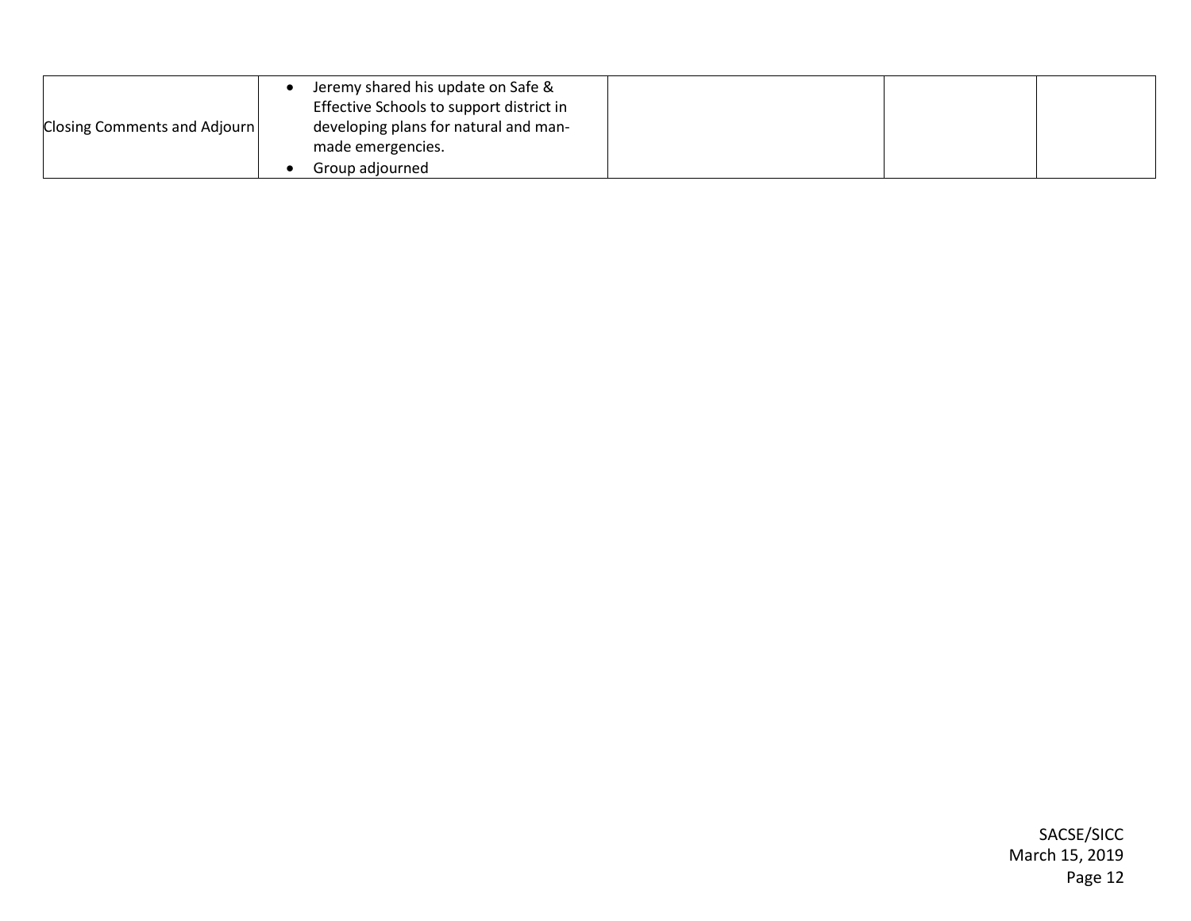| | | | | |
|---|---|---|---|---|
| Closing Comments and Adjourn | • Jeremy shared his update on Safe & Effective Schools to support district in developing plans for natural and man-made emergencies.<br>• Group adjourned | | | |